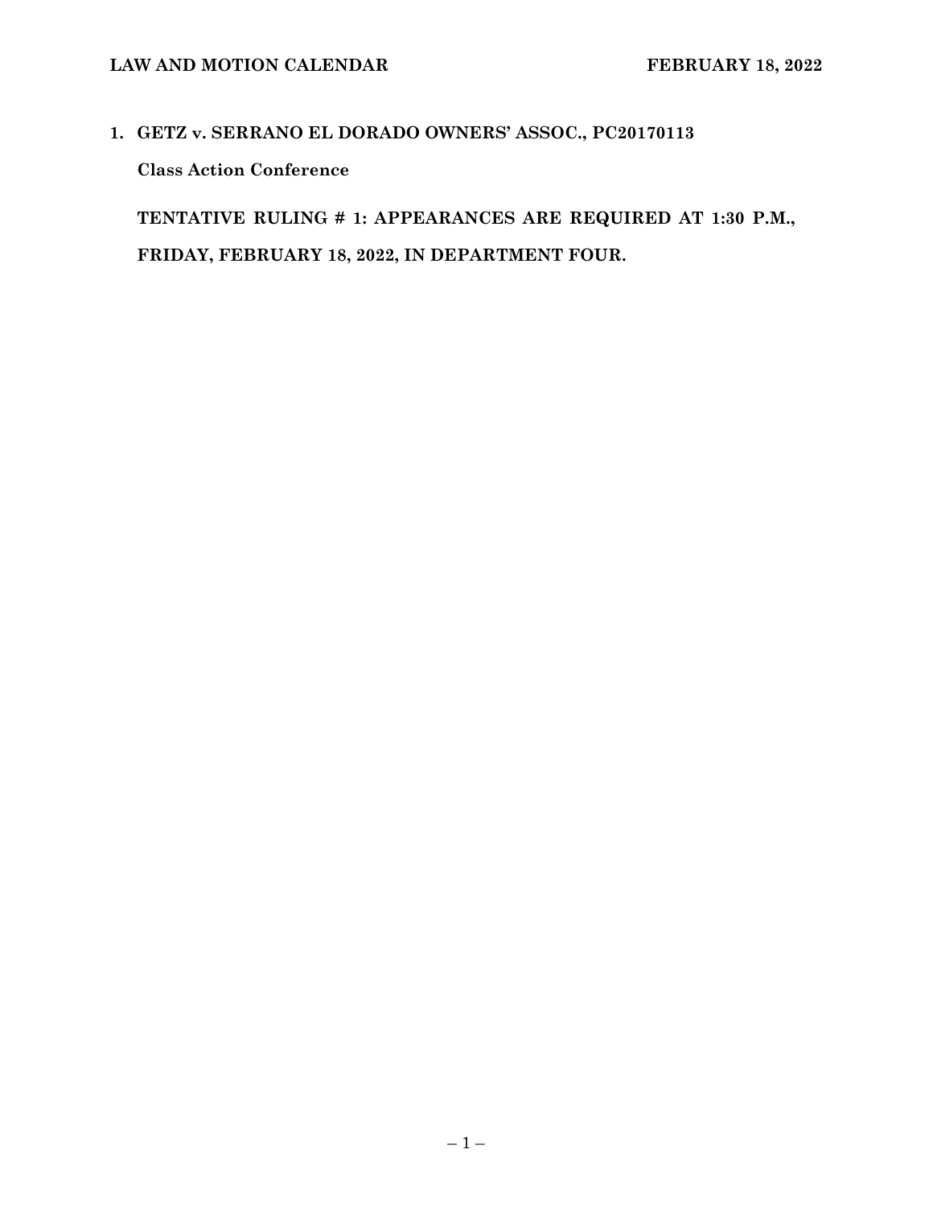**LAW AND MOTION CALENDAR** **FEBRUARY 18, 2022**

**1. GETZ v. SERRANO EL DORADO OWNERS' ASSOC., PC20170113**

**Class Action Conference**

**TENTATIVE RULING # 1: APPEARANCES ARE REQUIRED AT 1:30 P.M., FRIDAY, FEBRUARY 18, 2022, IN DEPARTMENT FOUR.**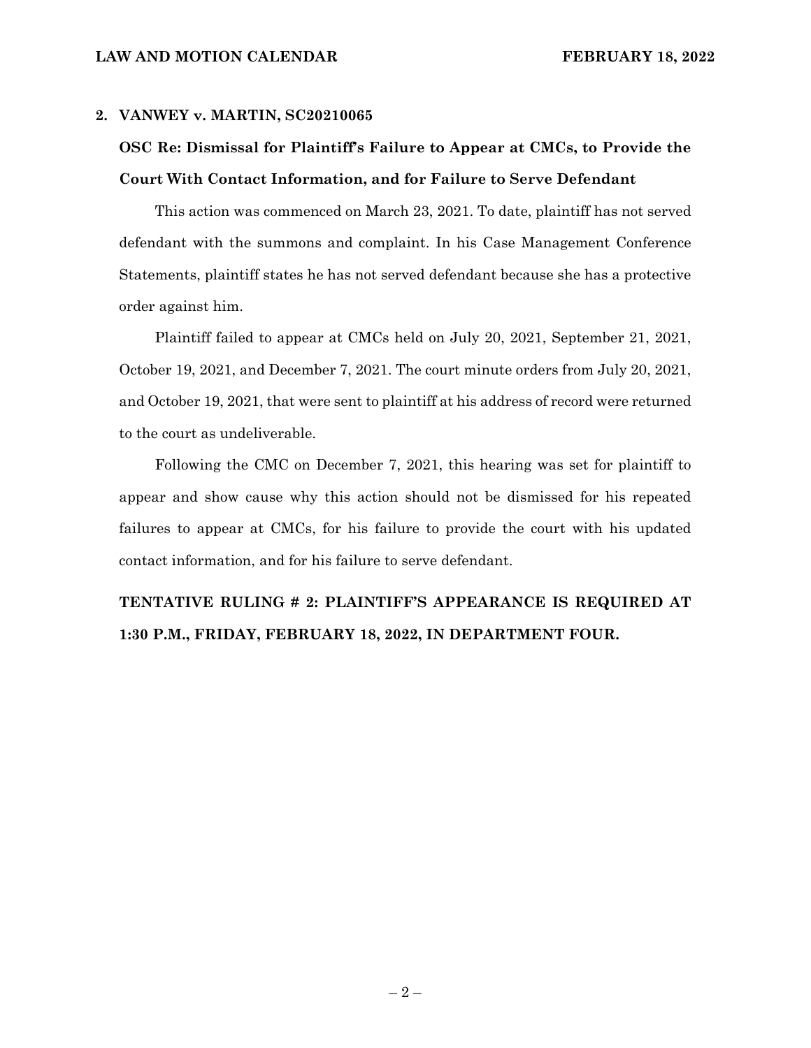## 2. VANWEY v. MARTIN, SC20210065

### OSC Re: Dismissal for Plaintiff's Failure to Appear at CMCs, to Provide the Court With Contact Information, and for Failure to Serve Defendant

This action was commenced on March 23, 2021. To date, plaintiff has not served defendant with the summons and complaint. In his Case Management Conference Statements, plaintiff states he has not served defendant because she has a protective order against him.

Plaintiff failed to appear at CMCs held on July 20, 2021, September 21, 2021, October 19, 2021, and December 7, 2021. The court minute orders from July 20, 2021, and October 19, 2021, that were sent to plaintiff at his address of record were returned to the court as undeliverable.

Following the CMC on December 7, 2021, this hearing was set for plaintiff to appear and show cause why this action should not be dismissed for his repeated failures to appear at CMCs, for his failure to provide the court with his updated contact information, and for his failure to serve defendant.

**TENTATIVE RULING # 2: PLAINTIFF'S APPEARANCE IS REQUIRED AT 1:30 P.M., FRIDAY, FEBRUARY 18, 2022, IN DEPARTMENT FOUR.**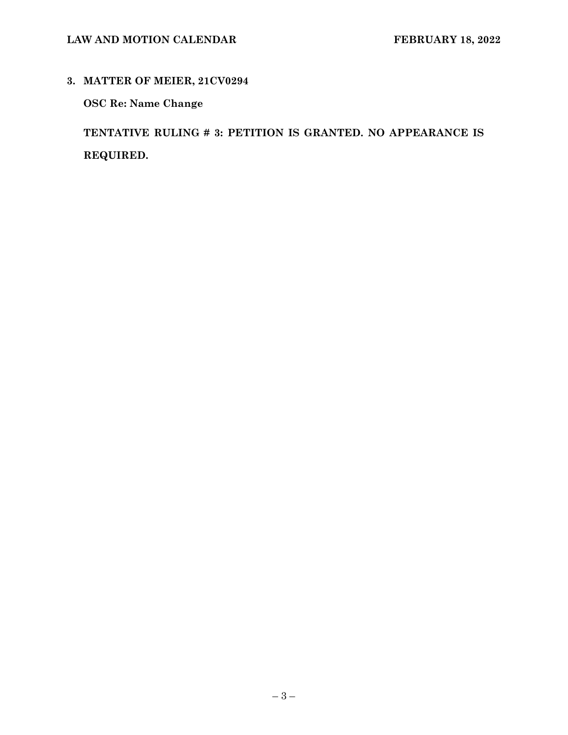**3. MATTER OF MEIER, 21CV0294**

**OSC Re: Name Change**

**TENTATIVE RULING # 3: PETITION IS GRANTED. NO APPEARANCE IS REQUIRED.**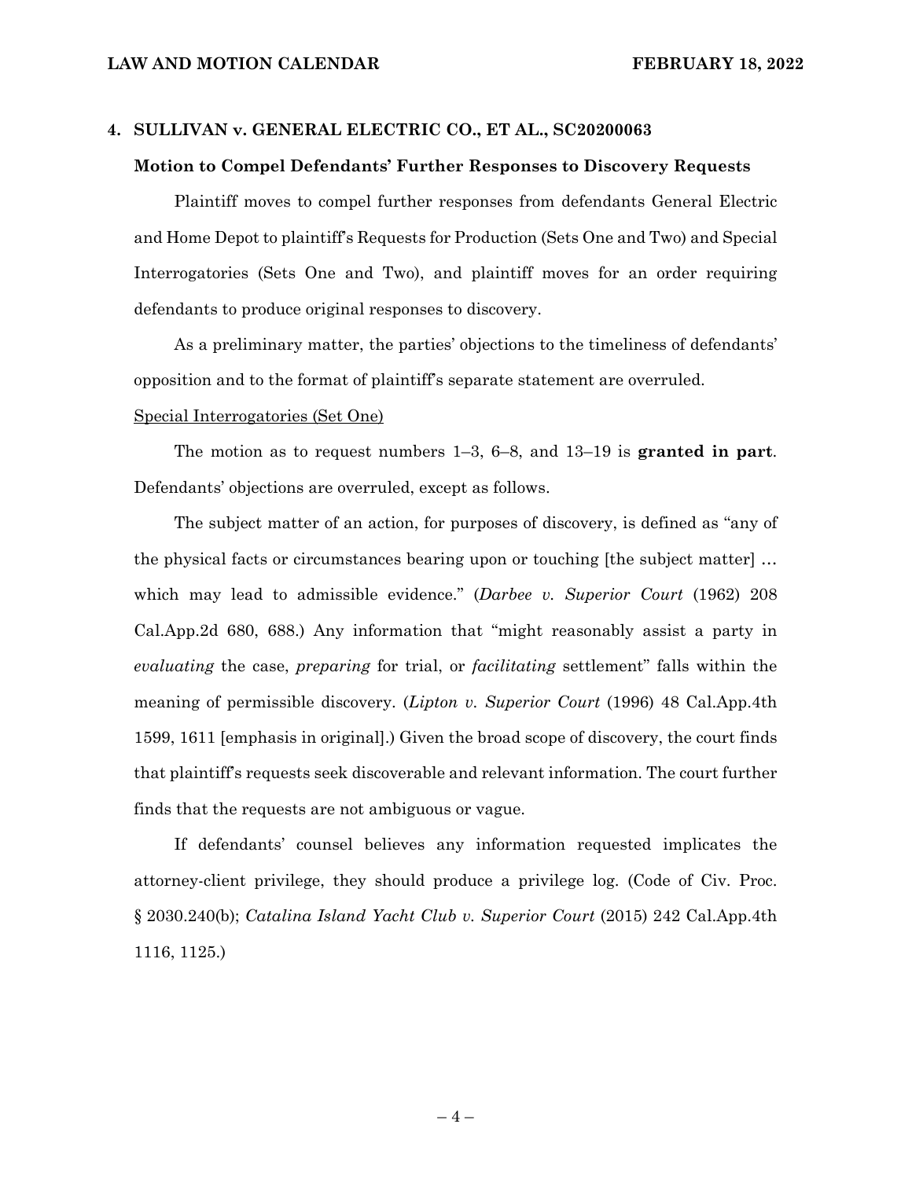**4. SULLIVAN v. GENERAL ELECTRIC CO., ET AL., SC20200063**

**Motion to Compel Defendants' Further Responses to Discovery Requests**

Plaintiff moves to compel further responses from defendants General Electric and Home Depot to plaintiff's Requests for Production (Sets One and Two) and Special Interrogatories (Sets One and Two), and plaintiff moves for an order requiring defendants to produce original responses to discovery.

As a preliminary matter, the parties' objections to the timeliness of defendants' opposition and to the format of plaintiff's separate statement are overruled.

Special Interrogatories (Set One)

The motion as to request numbers 1–3, 6–8, and 13–19 is **granted in part**. Defendants' objections are overruled, except as follows.

The subject matter of an action, for purposes of discovery, is defined as "any of the physical facts or circumstances bearing upon or touching [the subject matter] … which may lead to admissible evidence." (*Darbee v. Superior Court* (1962) 208 Cal.App.2d 680, 688.) Any information that "might reasonably assist a party in *evaluating* the case, *preparing* for trial, or *facilitating* settlement" falls within the meaning of permissible discovery. (*Lipton v. Superior Court* (1996) 48 Cal.App.4th 1599, 1611 [emphasis in original].) Given the broad scope of discovery, the court finds that plaintiff's requests seek discoverable and relevant information. The court further finds that the requests are not ambiguous or vague.

If defendants' counsel believes any information requested implicates the attorney-client privilege, they should produce a privilege log. (Code of Civ. Proc. § 2030.240(b); *Catalina Island Yacht Club v. Superior Court* (2015) 242 Cal.App.4th 1116, 1125.)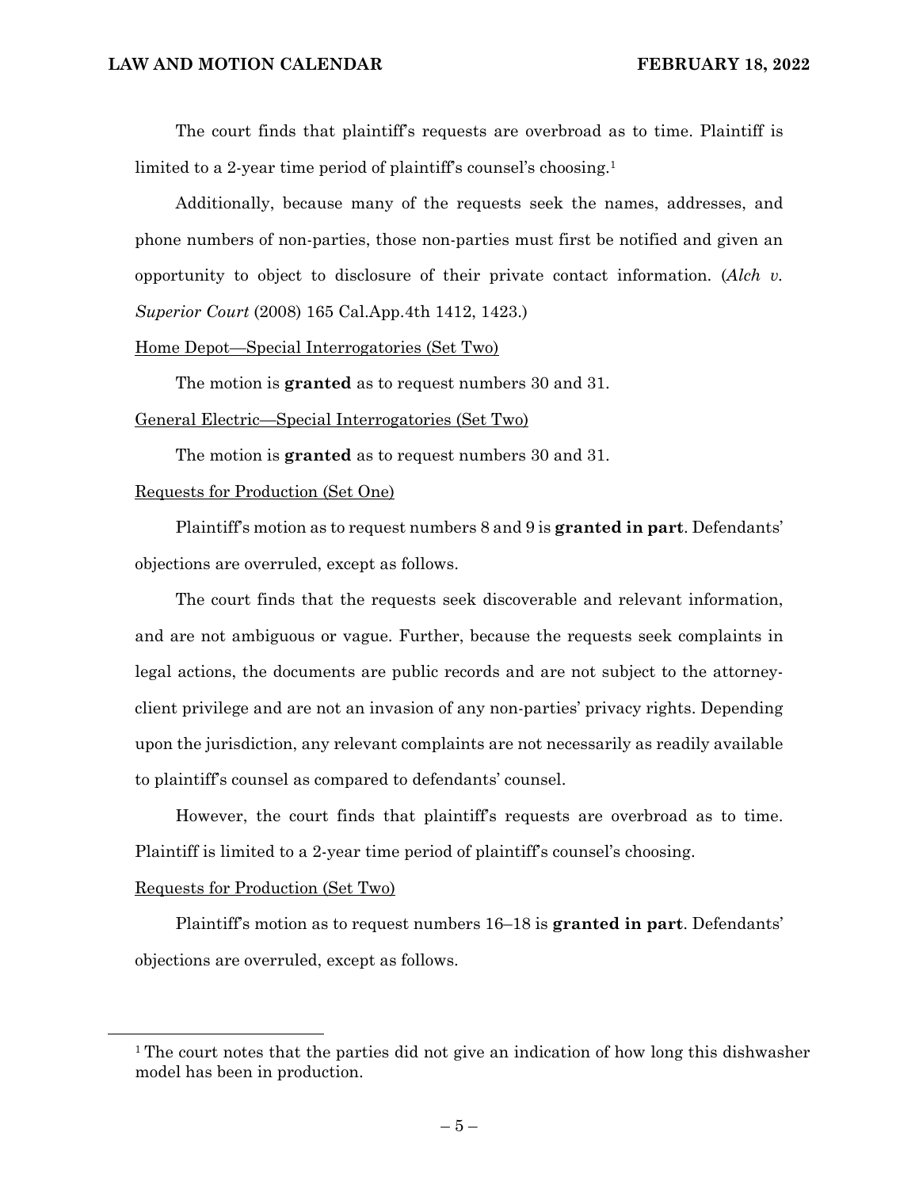The court finds that plaintiff's requests are overbroad as to time. Plaintiff is limited to a 2-year time period of plaintiff's counsel's choosing.[1]

Additionally, because many of the requests seek the names, addresses, and phone numbers of non-parties, those non-parties must first be notified and given an opportunity to object to disclosure of their private contact information. (*Alch v. Superior Court* (2008) 165 Cal.App.4th 1412, 1423.)

<u>Home Depot—Special Interrogatories (Set Two)</u>

The motion is **granted** as to request numbers 30 and 31.

<u>General Electric—Special Interrogatories (Set Two)</u>

The motion is **granted** as to request numbers 30 and 31.

<u>Requests for Production (Set One)</u>

Plaintiff's motion as to request numbers 8 and 9 is **granted in part**. Defendants' objections are overruled, except as follows.

The court finds that the requests seek discoverable and relevant information, and are not ambiguous or vague. Further, because the requests seek complaints in legal actions, the documents are public records and are not subject to the attorney-client privilege and are not an invasion of any non-parties' privacy rights. Depending upon the jurisdiction, any relevant complaints are not necessarily as readily available to plaintiff's counsel as compared to defendants' counsel.

However, the court finds that plaintiff's requests are overbroad as to time. Plaintiff is limited to a 2-year time period of plaintiff's counsel's choosing.

<u>Requests for Production (Set Two)</u>

Plaintiff's motion as to request numbers 16–18 is **granted in part**. Defendants' objections are overruled, except as follows.

---

[1] The court notes that the parties did not give an indication of how long this dishwasher model has been in production.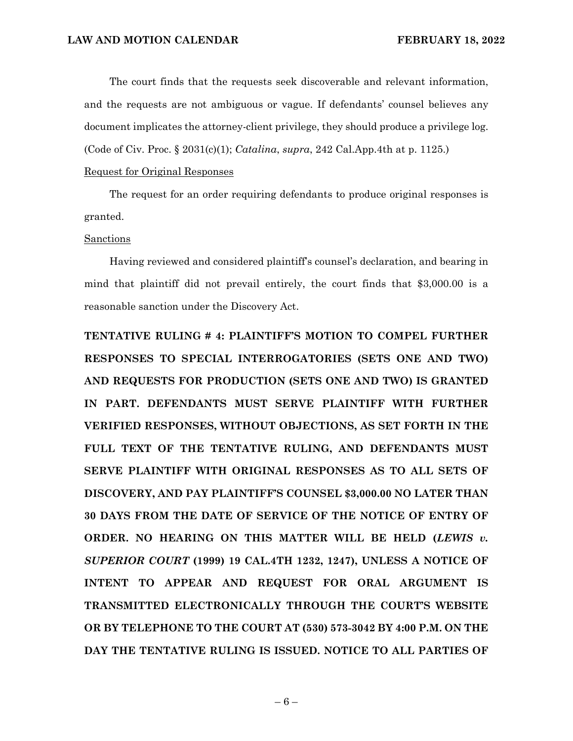The court finds that the requests seek discoverable and relevant information, and the requests are not ambiguous or vague. If defendants' counsel believes any document implicates the attorney-client privilege, they should produce a privilege log. (Code of Civ. Proc. § 2031(c)(1); *Catalina*, *supra*, 242 Cal.App.4th at p. 1125.)

Request for Original Responses

The request for an order requiring defendants to produce original responses is granted.

Sanctions

Having reviewed and considered plaintiff's counsel's declaration, and bearing in mind that plaintiff did not prevail entirely, the court finds that $3,000.00 is a reasonable sanction under the Discovery Act.

**TENTATIVE RULING # 4: PLAINTIFF'S MOTION TO COMPEL FURTHER RESPONSES TO SPECIAL INTERROGATORIES (SETS ONE AND TWO) AND REQUESTS FOR PRODUCTION (SETS ONE AND TWO) IS GRANTED IN PART. DEFENDANTS MUST SERVE PLAINTIFF WITH FURTHER VERIFIED RESPONSES, WITHOUT OBJECTIONS, AS SET FORTH IN THE FULL TEXT OF THE TENTATIVE RULING, AND DEFENDANTS MUST SERVE PLAINTIFF WITH ORIGINAL RESPONSES AS TO ALL SETS OF DISCOVERY, AND PAY PLAINTIFF'S COUNSEL $3,000.00 NO LATER THAN 30 DAYS FROM THE DATE OF SERVICE OF THE NOTICE OF ENTRY OF ORDER. NO HEARING ON THIS MATTER WILL BE HELD (*LEWIS v. SUPERIOR COURT* (1999) 19 CAL.4TH 1232, 1247), UNLESS A NOTICE OF INTENT TO APPEAR AND REQUEST FOR ORAL ARGUMENT IS TRANSMITTED ELECTRONICALLY THROUGH THE COURT'S WEBSITE OR BY TELEPHONE TO THE COURT AT (530) 573-3042 BY 4:00 P.M. ON THE DAY THE TENTATIVE RULING IS ISSUED. NOTICE TO ALL PARTIES OF**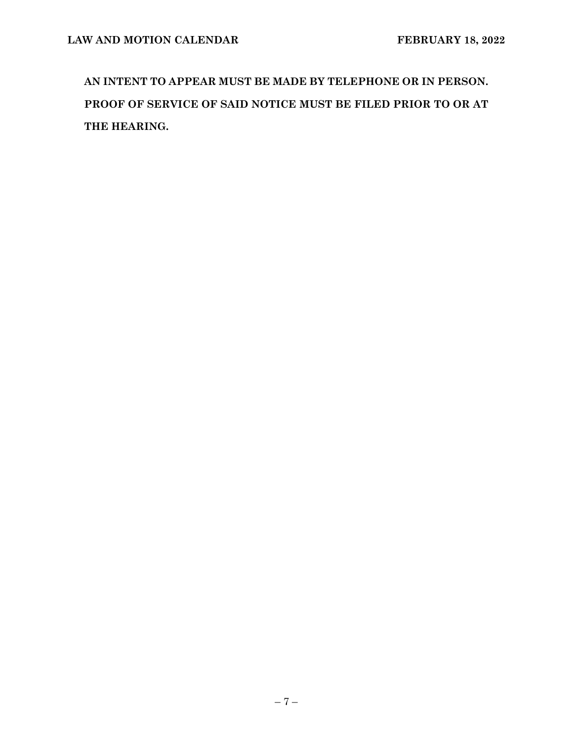**AN INTENT TO APPEAR MUST BE MADE BY TELEPHONE OR IN PERSON. PROOF OF SERVICE OF SAID NOTICE MUST BE FILED PRIOR TO OR AT THE HEARING.**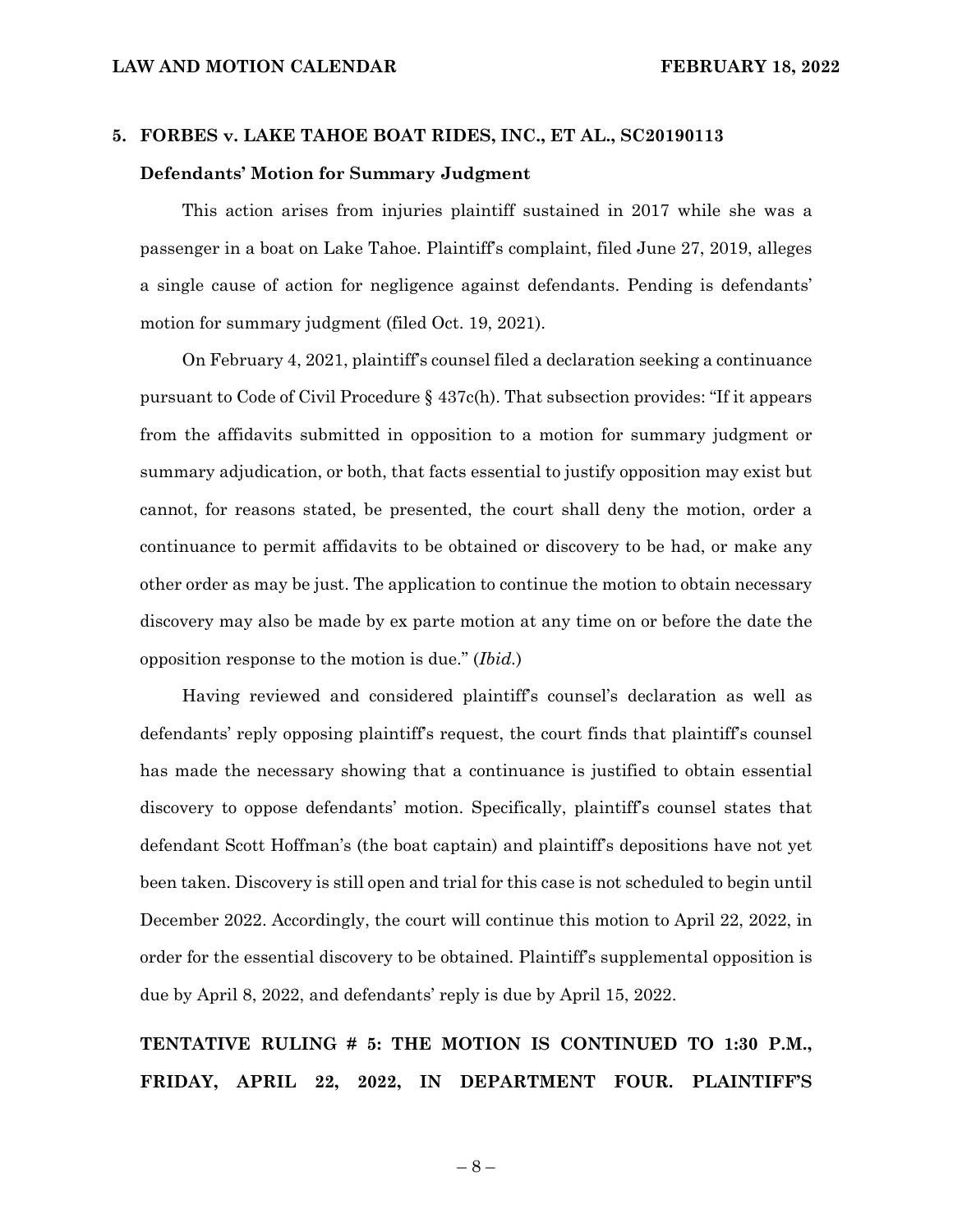## 5. FORBES v. LAKE TAHOE BOAT RIDES, INC., ET AL., SC20190113

### Defendants' Motion for Summary Judgment

This action arises from injuries plaintiff sustained in 2017 while she was a passenger in a boat on Lake Tahoe. Plaintiff's complaint, filed June 27, 2019, alleges a single cause of action for negligence against defendants. Pending is defendants' motion for summary judgment (filed Oct. 19, 2021).

On February 4, 2021, plaintiff's counsel filed a declaration seeking a continuance pursuant to Code of Civil Procedure § 437c(h). That subsection provides: "If it appears from the affidavits submitted in opposition to a motion for summary judgment or summary adjudication, or both, that facts essential to justify opposition may exist but cannot, for reasons stated, be presented, the court shall deny the motion, order a continuance to permit affidavits to be obtained or discovery to be had, or make any other order as may be just. The application to continue the motion to obtain necessary discovery may also be made by ex parte motion at any time on or before the date the opposition response to the motion is due." (*Ibid.*)

Having reviewed and considered plaintiff's counsel's declaration as well as defendants' reply opposing plaintiff's request, the court finds that plaintiff's counsel has made the necessary showing that a continuance is justified to obtain essential discovery to oppose defendants' motion. Specifically, plaintiff's counsel states that defendant Scott Hoffman's (the boat captain) and plaintiff's depositions have not yet been taken. Discovery is still open and trial for this case is not scheduled to begin until December 2022. Accordingly, the court will continue this motion to April 22, 2022, in order for the essential discovery to be obtained. Plaintiff's supplemental opposition is due by April 8, 2022, and defendants' reply is due by April 15, 2022.

**TENTATIVE RULING # 5: THE MOTION IS CONTINUED TO 1:30 P.M., FRIDAY, APRIL 22, 2022, IN DEPARTMENT FOUR. PLAINTIFF'S**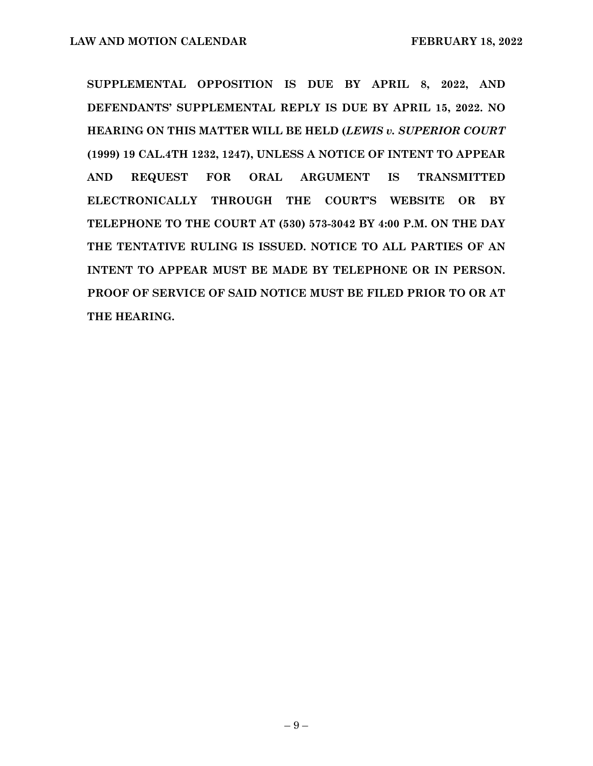**SUPPLEMENTAL OPPOSITION IS DUE BY APRIL 8, 2022, AND DEFENDANTS' SUPPLEMENTAL REPLY IS DUE BY APRIL 15, 2022. NO HEARING ON THIS MATTER WILL BE HELD (*LEWIS v. SUPERIOR COURT* (1999) 19 CAL.4TH 1232, 1247), UNLESS A NOTICE OF INTENT TO APPEAR AND REQUEST FOR ORAL ARGUMENT IS TRANSMITTED ELECTRONICALLY THROUGH THE COURT'S WEBSITE OR BY TELEPHONE TO THE COURT AT (530) 573-3042 BY 4:00 P.M. ON THE DAY THE TENTATIVE RULING IS ISSUED. NOTICE TO ALL PARTIES OF AN INTENT TO APPEAR MUST BE MADE BY TELEPHONE OR IN PERSON. PROOF OF SERVICE OF SAID NOTICE MUST BE FILED PRIOR TO OR AT THE HEARING.**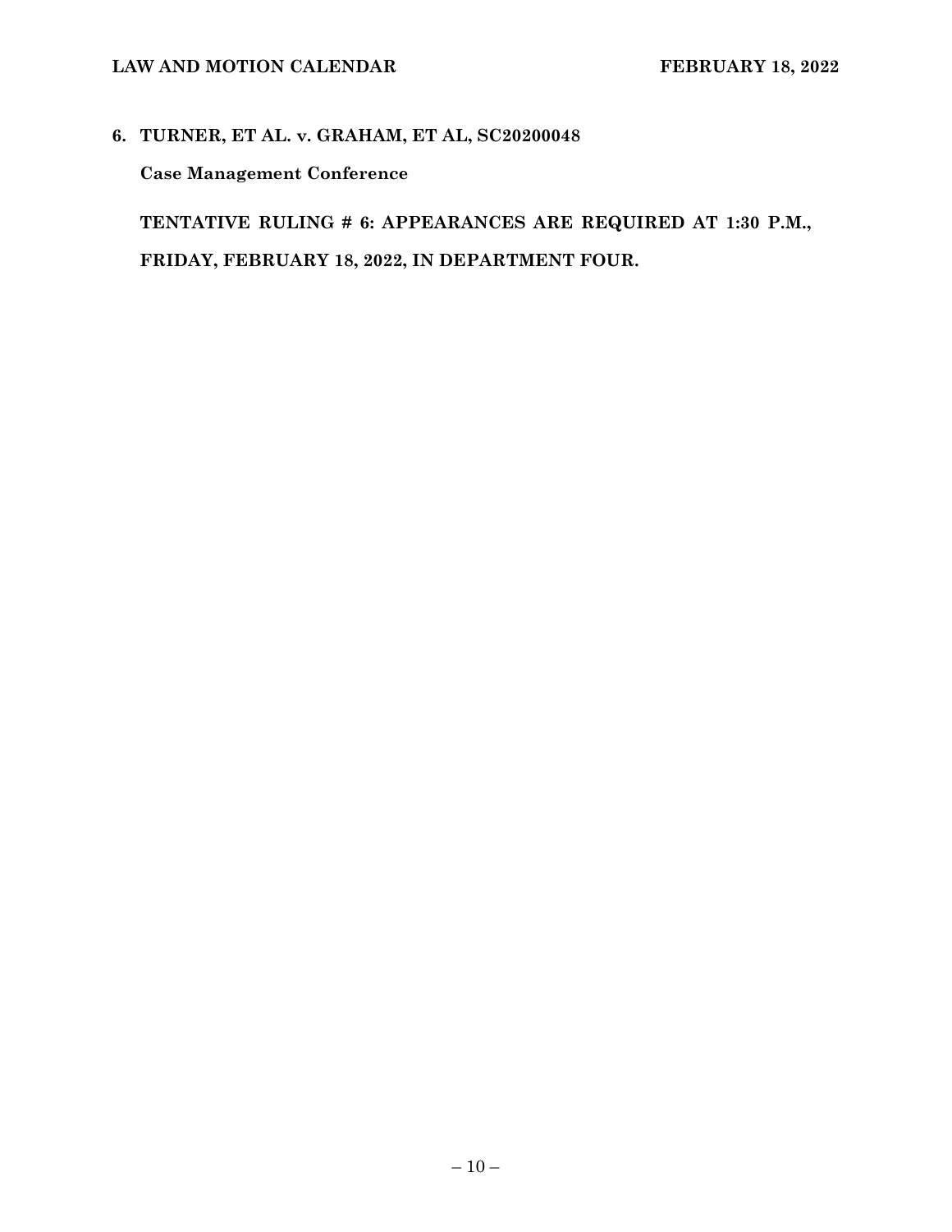**6. TURNER, ET AL. v. GRAHAM, ET AL, SC20200048**

**Case Management Conference**

**TENTATIVE RULING # 6: APPEARANCES ARE REQUIRED AT 1:30 P.M., FRIDAY, FEBRUARY 18, 2022, IN DEPARTMENT FOUR.**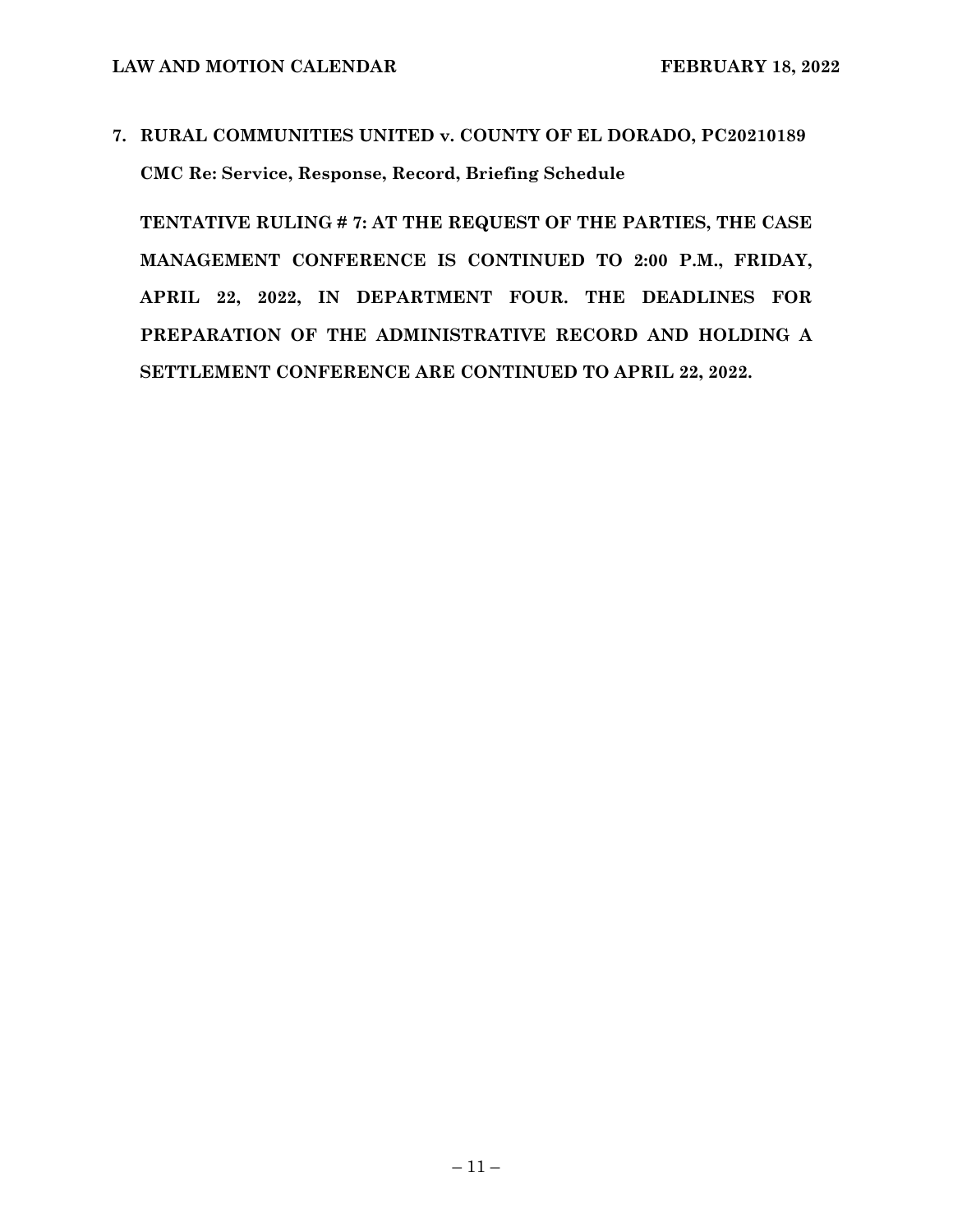**7. RURAL COMMUNITIES UNITED v. COUNTY OF EL DORADO, PC20210189**

**CMC Re: Service, Response, Record, Briefing Schedule**

**TENTATIVE RULING # 7: AT THE REQUEST OF THE PARTIES, THE CASE MANAGEMENT CONFERENCE IS CONTINUED TO 2:00 P.M., FRIDAY, APRIL 22, 2022, IN DEPARTMENT FOUR. THE DEADLINES FOR PREPARATION OF THE ADMINISTRATIVE RECORD AND HOLDING A SETTLEMENT CONFERENCE ARE CONTINUED TO APRIL 22, 2022.**